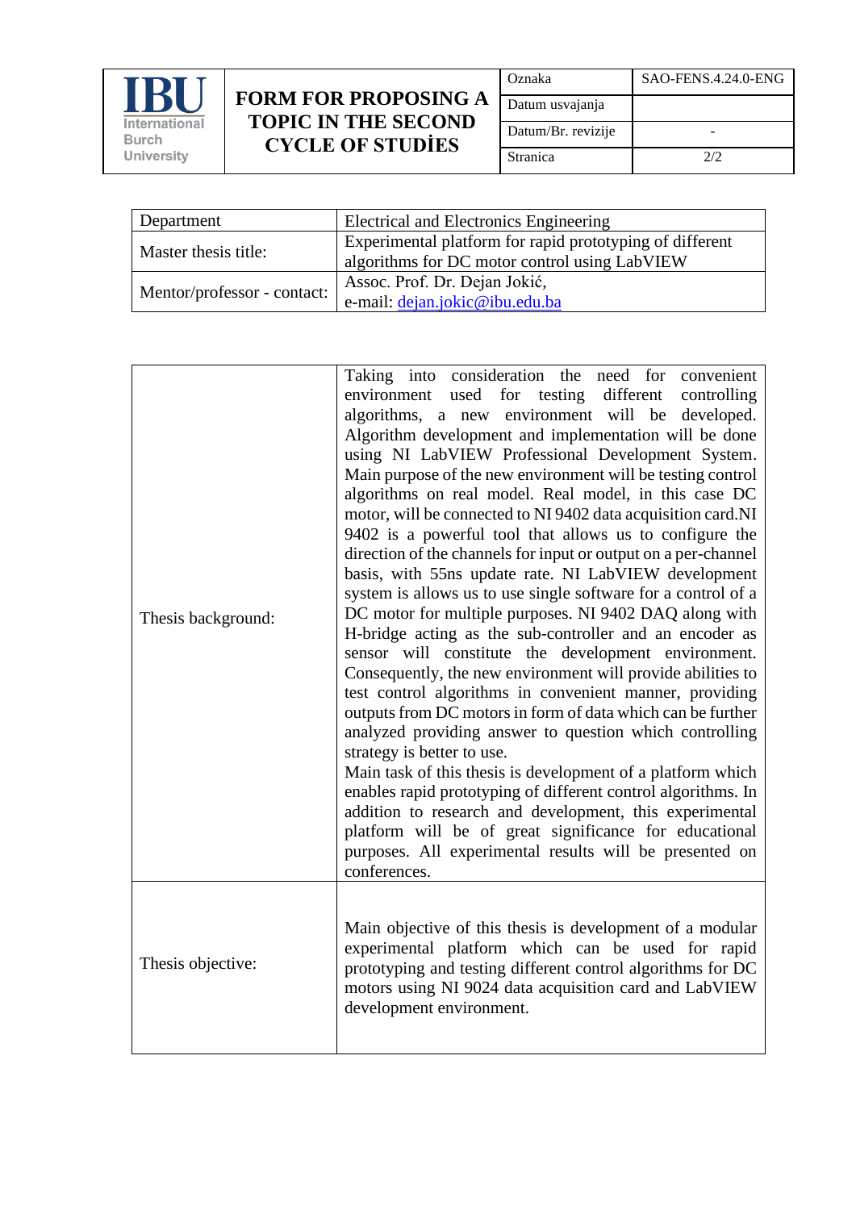| IBU International Burch University | FORM FOR PROPOSING A TOPIC IN THE SECOND CYCLE OF STUDİES | Oznaka | SAO-FENS.4.24.0-ENG |
|---|---|---|---|
| | | Datum usvajanja | |
| | | Datum/Br. revizije | - |
| | | Stranica | 2/2 |

| Department | Electrical and Electronics Engineering |
|---|---|
| Master thesis title: | Experimental platform for rapid prototyping of different algorithms for DC motor control using LabVIEW |
| Mentor/professor - contact: | Assoc. Prof. Dr. Dejan Jokić, e-mail: dejan.jokic@ibu.edu.ba |

| | |
|---|---|
| Thesis background: | Taking into consideration the need for convenient environment used for testing different controlling algorithms, a new environment will be developed. Algorithm development and implementation will be done using NI LabVIEW Professional Development System. Main purpose of the new environment will be testing control algorithms on real model. Real model, in this case DC motor, will be connected to NI 9402 data acquisition card.NI 9402 is a powerful tool that allows us to configure the direction of the channels for input or output on a per-channel basis, with 55ns update rate. NI LabVIEW development system is allows us to use single software for a control of a DC motor for multiple purposes. NI 9402 DAQ along with H-bridge acting as the sub-controller and an encoder as sensor will constitute the development environment. Consequently, the new environment will provide abilities to test control algorithms in convenient manner, providing outputs from DC motors in form of data which can be further analyzed providing answer to question which controlling strategy is better to use. Main task of this thesis is development of a platform which enables rapid prototyping of different control algorithms. In addition to research and development, this experimental platform will be of great significance for educational purposes. All experimental results will be presented on conferences. |
| Thesis objective: | Main objective of this thesis is development of a modular experimental platform which can be used for rapid prototyping and testing different control algorithms for DC motors using NI 9024 data acquisition card and LabVIEW development environment. |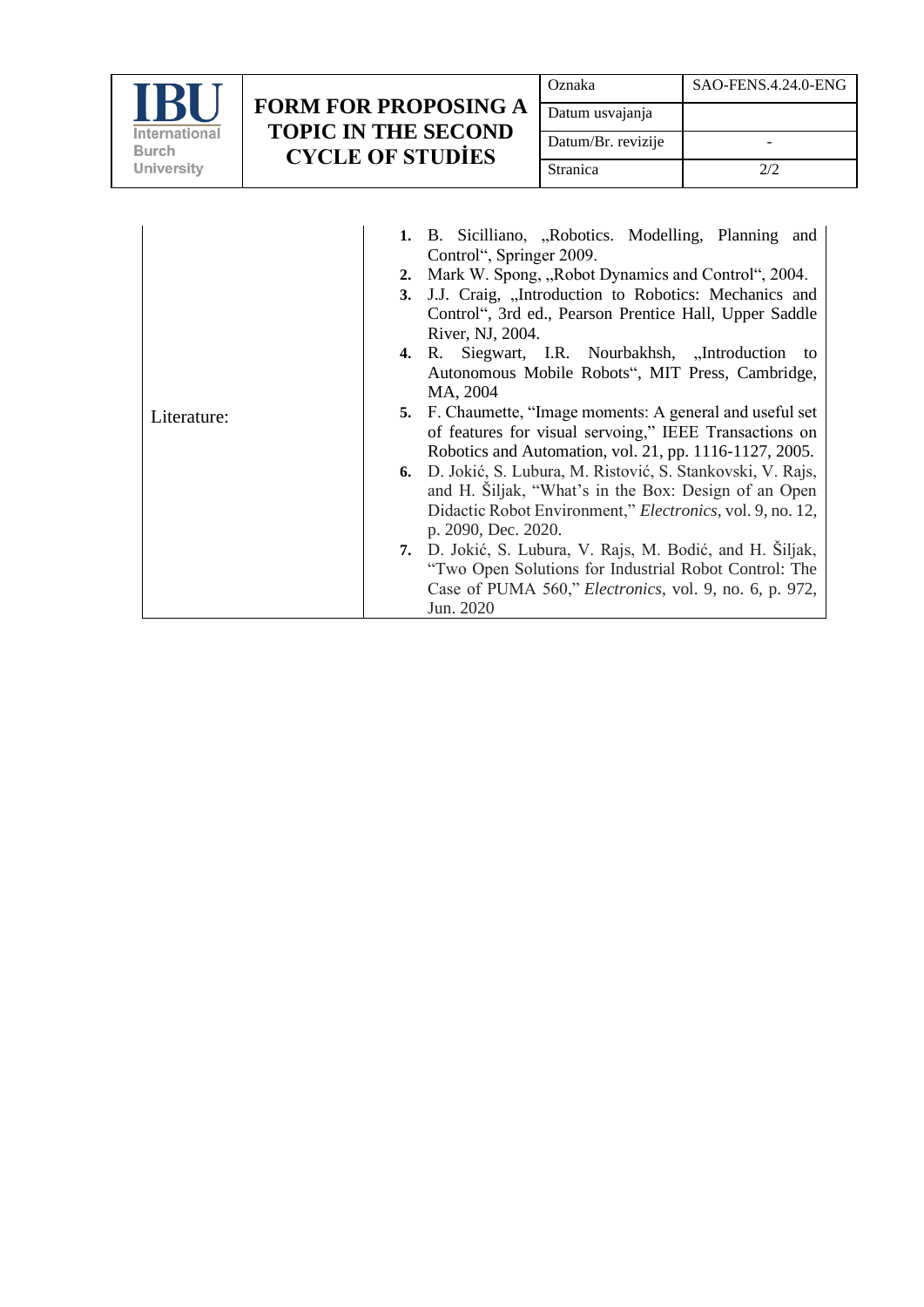| | |
|---|---|
| Literature: | 1. B. Sicilliano, „Robotics. Modelling, Planning and Control“, Springer 2009.<br>2. Mark W. Spong, „Robot Dynamics and Control“, 2004.<br>3. J.J. Craig, „Introduction to Robotics: Mechanics and Control“, 3rd ed., Pearson Prentice Hall, Upper Saddle River, NJ, 2004.<br>4. R. Siegwart, I.R. Nourbakhsh, „Introduction to Autonomous Mobile Robots“, MIT Press, Cambridge, MA, 2004<br>5. F. Chaumette, “Image moments: A general and useful set of features for visual servoing,” IEEE Transactions on Robotics and Automation, vol. 21, pp. 1116-1127, 2005.<br>6. D. Jokić, S. Lubura, M. Ristović, S. Stankovski, V. Rajs, and H. Šiljak, “What’s in the Box: Design of an Open Didactic Robot Environment,” *Electronics*, vol. 9, no. 12, p. 2090, Dec. 2020.<br>7. D. Jokić, S. Lubura, V. Rajs, M. Bodić, and H. Šiljak, “Two Open Solutions for Industrial Robot Control: The Case of PUMA 560,” *Electronics*, vol. 9, no. 6, p. 972, Jun. 2020 |